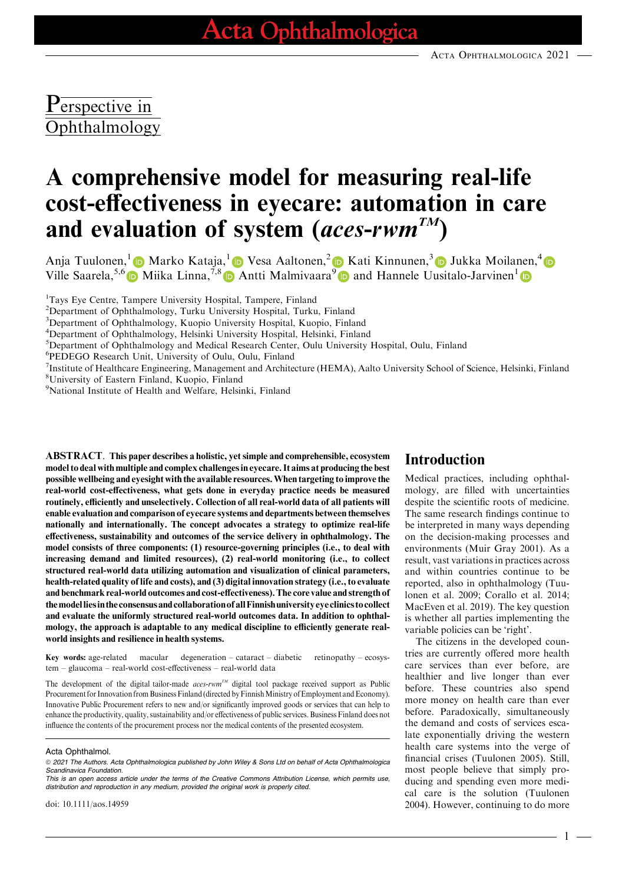Perspective in Ophthalmology

# A comprehensive model for measuring real-life cost-effectiveness in eyecare: automation in care and evaluation of system (*aces-rwm™*)

Anja Tuulonen,[1] Marko Kataja,[1] Vesa Aaltonen,[2] Kati Kinnunen,[3] Jukka Moilanen,[4] Ville Saarela,[5,6] Miika Linna,[7,8] Antti Malmivaara[9] and Hannele Uusitalo-Jarvinen[1]

[1]Tays Eye Centre, Tampere University Hospital, Tampere, Finland
[2]Department of Ophthalmology, Turku University Hospital, Turku, Finland
[3]Department of Ophthalmology, Kuopio University Hospital, Kuopio, Finland
[4]Department of Ophthalmology, Helsinki University Hospital, Helsinki, Finland
[5]Department of Ophthalmology and Medical Research Center, Oulu University Hospital, Oulu, Finland
[6]PEDEGO Research Unit, University of Oulu, Oulu, Finland
[7]Institute of Healthcare Engineering, Management and Architecture (HEMA), Aalto University School of Science, Helsinki, Finland
[8]University of Eastern Finland, Kuopio, Finland
[9]National Institute of Health and Welfare, Helsinki, Finland

**ABSTRACT.** **This paper describes a holistic, yet simple and comprehensible, ecosystem model to deal with multiple and complex challenges in eyecare. It aims at producing the best possible wellbeing and eyesight with the available resources. When targeting to improve the real-world cost-effectiveness, what gets done in everyday practice needs be measured routinely, efficiently and unselectively. Collection of all real-world data of all patients will enable evaluation and comparison of eyecare systems and departments between themselves nationally and internationally. The concept advocates a strategy to optimize real-life effectiveness, sustainability and outcomes of the service delivery in ophthalmology. The model consists of three components: (1) resource-governing principles (i.e., to deal with increasing demand and limited resources), (2) real-world monitoring (i.e., to collect structured real-world data utilizing automation and visualization of clinical parameters, health-related quality of life and costs), and (3) digital innovation strategy (i.e., to evaluate and benchmark real-world outcomes and cost-effectiveness). The core value and strength of the model lies in the consensus and collaboration of all Finnish university eye clinics to collect and evaluate the uniformly structured real-world outcomes data. In addition to ophthalmology, the approach is adaptable to any medical discipline to efficiently generate real-world insights and resilience in health systems.**

**Key words:** age-related macular degeneration – cataract – diabetic retinopathy – ecosystem – glaucoma – real-world cost-effectiveness – real-world data

The development of the digital tailor-made *aces-rwm™* digital tool package received support as Public Procurement for Innovation from Business Finland (directed by Finnish Ministry of Employment and Economy). Innovative Public Procurement refers to new and/or significantly improved goods or services that can help to enhance the productivity, quality, sustainability and/or effectiveness of public services. Business Finland does not influence the contents of the procurement process nor the medical contents of the presented ecosystem.

Acta Ophthalmol.
© 2021 The Authors. Acta Ophthalmologica published by John Wiley & Sons Ltd on behalf of Acta Ophthalmologica Scandinavica Foundation.
This is an open access article under the terms of the Creative Commons Attribution License, which permits use, distribution and reproduction in any medium, provided the original work is properly cited.

doi: 10.1111/aos.14959

## Introduction

Medical practices, including ophthalmology, are filled with uncertainties despite the scientific roots of medicine. The same research findings continue to be interpreted in many ways depending on the decision-making processes and environments (Muir Gray 2001). As a result, vast variations in practices across and within countries continue to be reported, also in ophthalmology (Tuulonen et al. 2009; Corallo et al. 2014; MacEven et al. 2019). The key question is whether all parties implementing the variable policies can be 'right'.

The citizens in the developed countries are currently offered more health care services than ever before, are healthier and live longer than ever before. These countries also spend more money on health care than ever before. Paradoxically, simultaneously the demand and costs of services escalate exponentially driving the western health care systems into the verge of financial crises (Tuulonen 2005). Still, most people believe that simply producing and spending even more medical care is the solution (Tuulonen 2004). However, continuing to do more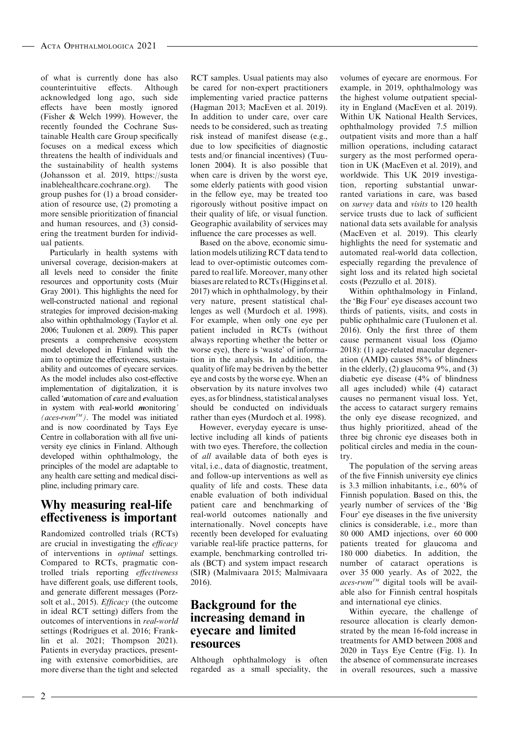of what is currently done has also counterintuitive effects. Although acknowledged long ago, such side effects have been mostly ignored (Fisher & Welch 1999). However, the recently founded the Cochrane Sustainable Health care Group specifically focuses on a medical excess which threatens the health of individuals and the sustainability of health systems (Johansson et al. 2019, https://sustainablehealthcare.cochrane.org). The group pushes for (1) a broad consideration of resource use, (2) promoting a more sensible prioritization of financial and human resources, and (3) considering the treatment burden for individual patients.

Particularly in health systems with universal coverage, decision-makers at all levels need to consider the finite resources and opportunity costs (Muir Gray 2001). This highlights the need for well-constructed national and regional strategies for improved decision-making also within ophthalmology (Taylor et al. 2006; Tuulonen et al. 2009). This paper presents a comprehensive ecosystem model developed in Finland with the aim to optimize the effectiveness, sustainability and outcomes of eyecare services. As the model includes also cost-effective implementation of digitalization, it is called '***a****utomation of* ***c****are and* ***e****valuation in* ***s****ystem with* ***r****eal-****w****orld* ***m****onitoring'* (*aces-rwm™*). The model was initiated and is now coordinated by Tays Eye Centre in collaboration with all five university eye clinics in Finland. Although developed within ophthalmology, the principles of the model are adaptable to any health care setting and medical discipline, including primary care.

## Why measuring real-life effectiveness is important

Randomized controlled trials (RCTs) are crucial in investigating the *efficacy* of interventions in *optimal* settings. Compared to RCTs, pragmatic controlled trials reporting *effectiveness* have different goals, use different tools, and generate different messages (Porzsolt et al., 2015). *Efficacy* (the outcome in ideal RCT setting) differs from the outcomes of interventions in *real-world* settings (Rodrigues et al. 2016; Franklin et al. 2021; Thompson 2021). Patients in everyday practices, presenting with extensive comorbidities, are more diverse than the tight and selected RCT samples. Usual patients may also be cared for non-expert practitioners implementing varied practice patterns (Hagman 2013; MacEven et al. 2019). In addition to under care, over care needs to be considered, such as treating risk instead of manifest disease (e.g., due to low specificities of diagnostic tests and/or financial incentives) (Tuulonen 2004). It is also possible that when care is driven by the worst eye, some elderly patients with good vision in the fellow eye, may be treated too rigorously without positive impact on their quality of life, or visual function. Geographic availability of services may influence the care processes as well.

Based on the above, economic simulation models utilizing RCT data tend to lead to over-optimistic outcomes compared to real life. Moreover, many other biases are related to RCTs (Higgins et al. 2017) which in ophthalmology, by their very nature, present statistical challenges as well (Murdoch et al. 1998). For example, when only one eye per patient included in RCTs (without always reporting whether the better or worse eye), there is 'waste' of information in the analysis. In addition, the quality of life may be driven by the better eye and costs by the worse eye. When an observation by its nature involves two eyes, as for blindness, statistical analyses should be conducted on individuals rather than eyes (Murdoch et al. 1998).

However, everyday eyecare is unselective including all kinds of patients with two eyes. Therefore, the collection of *all* available data of both eyes is vital, i.e., data of diagnostic, treatment, and follow-up interventions as well as quality of life and costs. These data enable evaluation of both individual patient care and benchmarking of real-world outcomes nationally and internationally. Novel concepts have recently been developed for evaluating variable real-life practice patterns, for example, benchmarking controlled trials (BCT) and system impact research (SIR) (Malmivaara 2015; Malmivaara 2016).

## Background for the increasing demand in eyecare and limited resources

Although ophthalmology is often regarded as a small speciality, the volumes of eyecare are enormous. For example, in 2019, ophthalmology was the highest volume outpatient speciality in England (MacEven et al. 2019). Within UK National Health Services, ophthalmology provided 7.5 million outpatient visits and more than a half million operations, including cataract surgery as the most performed operation in UK (MacEven et al. 2019), and worldwide. This UK 2019 investigation, reporting substantial unwarranted variations in care, was based on *survey* data and *visits* to 120 health service trusts due to lack of sufficient national data sets available for analysis (MacEven et al. 2019). This clearly highlights the need for systematic and automated real-world data collection, especially regarding the prevalence of sight loss and its related high societal costs (Pezzullo et al. 2018).

Within ophthalmology in Finland, the 'Big Four' eye diseases account two thirds of patients, visits, and costs in public ophthalmic care (Tuulonen et al. 2016). Only the first three of them cause permanent visual loss (Ojamo 2018): (1) age-related macular degeneration (AMD) causes 58% of blindness in the elderly, (2) glaucoma 9%, and (3) diabetic eye disease (4% of blindness all ages included) while (4) cataract causes no permanent visual loss. Yet, the access to cataract surgery remains the only eye disease recognized, and thus highly prioritized, ahead of the three big chronic eye diseases both in political circles and media in the country.

The population of the serving areas of the five Finnish university eye clinics is 3.3 million inhabitants, i.e., 60% of Finnish population. Based on this, the yearly number of services of the 'Big Four' eye diseases in the five university clinics is considerable, i.e., more than 80 000 AMD injections, over 60 000 patients treated for glaucoma and 180 000 diabetics. In addition, the number of cataract operations is over 35 000 yearly. As of 2022, the *aces-rwm™* digital tools will be available also for Finnish central hospitals and international eye clinics.

Within eyecare, the challenge of resource allocation is clearly demonstrated by the mean 16-fold increase in treatments for AMD between 2008 and 2020 in Tays Eye Centre (Fig. 1). In the absence of commensurate increases in overall resources, such a massive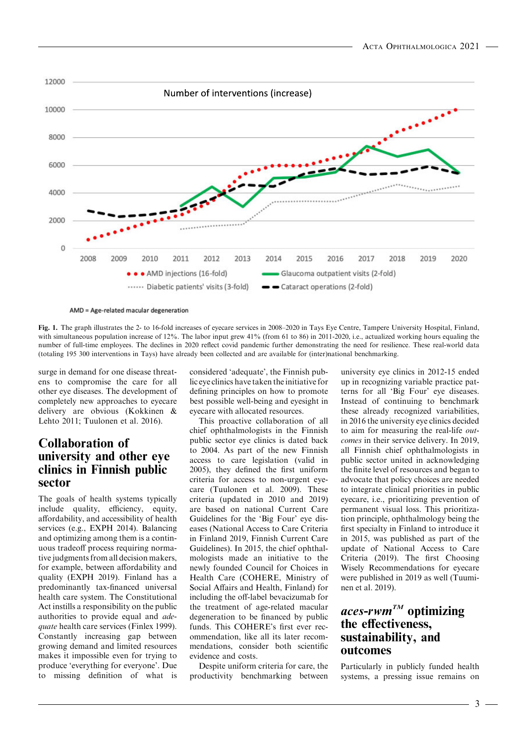Fig. 1. The graph illustrates the 2- to 16-fold increases of eyecare services in 2008–2020 in Tays Eye Centre, Tampere University Hospital, Finland, with simultaneous population increase of 12%. The labor input grew 41% (from 61 to 86) in 2011-2020, i.e., actualized working hours equaling the number of full-time employees. The declines in 2020 reflect covid pandemic further demonstrating the need for resilience. These real-world data (totaling 195 300 interventions in Tays) have already been collected and are available for (inter)national benchmarking.

surge in demand for one disease threatens to compromise the care for all other eye diseases. The development of completely new approaches to eyecare delivery are obvious (Kokkinen & Lehto 2011; Tuulonen et al. 2016).

## Collaboration of university and other eye clinics in Finnish public sector

The goals of health systems typically include quality, efficiency, equity, affordability, and accessibility of health services (e.g., EXPH 2014). Balancing and optimizing among them is a continuous tradeoff process requiring normative judgments from all decision makers, for example, between affordability and quality (EXPH 2019). Finland has a predominantly tax-financed universal health care system. The Constitutional Act instills a responsibility on the public authorities to provide equal and *adequate* health care services (Finlex 1999). Constantly increasing gap between growing demand and limited resources makes it impossible even for trying to produce 'everything for everyone'. Due to missing definition of what is considered 'adequate', the Finnish public eye clinics have taken the initiative for defining principles on how to promote best possible well-being and eyesight in eyecare with allocated resources.

This proactive collaboration of all chief ophthalmologists in the Finnish public sector eye clinics is dated back to 2004. As part of the new Finnish access to care legislation (valid in 2005), they defined the first uniform criteria for access to non-urgent eyecare (Tuulonen et al. 2009). These criteria (updated in 2010 and 2019) are based on national Current Care Guidelines for the 'Big Four' eye diseases (National Access to Care Criteria in Finland 2019, Finnish Current Care Guidelines). In 2015, the chief ophthalmologists made an initiative to the newly founded Council for Choices in Health Care (COHERE, Ministry of Social Affairs and Health, Finland) for including the off-label bevacizumab for the treatment of age-related macular degeneration to be financed by public funds. This COHERE's first ever recommendation, like all its later recommendations, consider both scientific evidence and costs.

Despite uniform criteria for care, the productivity benchmarking between university eye clinics in 2012-15 ended up in recognizing variable practice patterns for all 'Big Four' eye diseases. Instead of continuing to benchmark these already recognized variabilities, in 2016 the university eye clinics decided to aim for measuring the real-life *outcomes* in their service delivery. In 2019, all Finnish chief ophthalmologists in public sector united in acknowledging the finite level of resources and began to advocate that policy choices are needed to integrate clinical priorities in public eyecare, i.e., prioritizing prevention of permanent visual loss. This prioritization principle, ophthalmology being the first specialty in Finland to introduce it in 2015, was published as part of the update of National Access to Care Criteria (2019). The first Choosing Wisely Recommendations for eyecare were published in 2019 as well (Tuuminen et al. 2019).

## *aces-rwm*™ optimizing the effectiveness, sustainability, and outcomes

Particularly in publicly funded health systems, a pressing issue remains on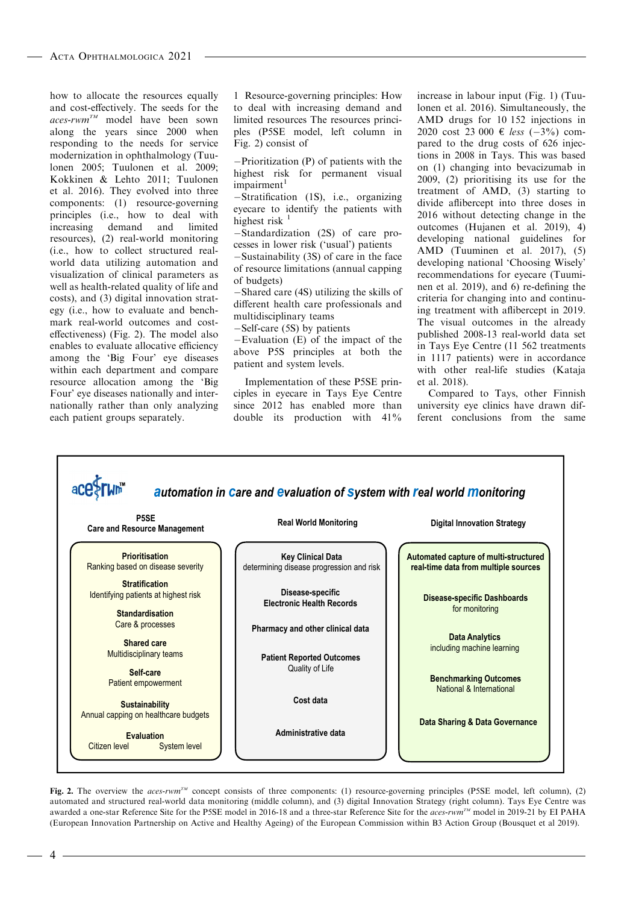how to allocate the resources equally and cost-effectively. The seeds for the *aces-rwm™* model have been sown along the years since 2000 when responding to the needs for service modernization in ophthalmology (Tuulonen 2005; Tuulonen et al. 2009; Kokkinen & Lehto 2011; Tuulonen et al. 2016). They evolved into three components: (1) resource-governing principles (i.e., how to deal with increasing demand and limited resources), (2) real-world monitoring (i.e., how to collect structured real-world data utilizing automation and visualization of clinical parameters as well as health-related quality of life and costs), and (3) digital innovation strategy (i.e., how to evaluate and benchmark real-world outcomes and cost-effectiveness) (Fig. 2). The model also enables to evaluate allocative efficiency among the 'Big Four' eye diseases within each department and compare resource allocation among the 'Big Four' eye diseases nationally and internationally rather than only analyzing each patient groups separately.

1 Resource-governing principles: How to deal with increasing demand and limited resources The resource-governing principles (P5SE model, left column in Fig. 2) consist of

−Prioritization (P) of patients with the highest risk for permanent visual impairment[1]
−Stratification (1S), i.e., organizing eyecare to identify the patients with highest risk [1]
−Standardization (2S) of care processes in lower risk ('usual') patients
−Sustainability (3S) of care in the face of resource limitations (annual capping of budgets)
−Shared care (4S) utilizing the skills of different health care professionals and multidisciplinary teams
−Self-care (5S) by patients
−Evaluation (E) of the impact of the above P5S principles at both the patient and system levels.

Implementation of these P5SE principles in eyecare in Tays Eye Centre since 2012 has enabled more than double its production with 41% increase in labour input (Fig. 1) (Tuulonen et al. 2016). Simultaneously, the AMD drugs for 10 152 injections in 2020 cost 23 000 € *less* (−3%) compared to the drug costs of 626 injections in 2008 in Tays. This was based on (1) changing into bevacizumab in 2009, (2) prioritising its use for the treatment of AMD, (3) starting to divide aflibercept into three doses in 2016 without detecting change in the outcomes (Hujanen et al. 2019), 4) developing national guidelines for AMD (Tuuminen et al. 2017), (5) developing national 'Choosing Wisely' recommendations for eyecare (Tuuminen et al. 2019), and 6) re-defining the criteria for changing into and continuing treatment with aflibercept in 2019. The visual outcomes in the already published 2008-13 real-world data set in Tays Eye Centre (11 562 treatments in 1117 patients) were in accordance with other real-life studies (Kataja et al. 2018).

Compared to Tays, other Finnish university eye clinics have drawn different conclusions from the same

**aces-rwm™** — *automation in care and evaluation of system with real world monitoring*

| P5SE Care and Resource Management | Real World Monitoring | Digital Innovation Strategy |
|---|---|---|
| **Prioritisation** Ranking based on disease severity | **Key Clinical Data** determining disease progression and risk | **Automated capture of multi-structured real-time data from multiple sources** |
| **Stratification** Identifying patients at highest risk | **Disease-specific Electronic Health Records** | **Disease-specific Dashboards** for monitoring |
| **Standardisation** Care & processes | **Pharmacy and other clinical data** | **Data Analytics** including machine learning |
| **Shared care** Multidisciplinary teams | **Patient Reported Outcomes** Quality of Life | **Benchmarking Outcomes** National & International |
| **Self-care** Patient empowerment | **Cost data** | **Data Sharing & Data Governance** |
| **Sustainability** Annual capping on healthcare budgets | **Administrative data** | |
| **Evaluation** Citizen level System level | | |

**Fig. 2.** The overview the *aces-rwm™* concept consists of three components: (1) resource-governing principles (P5SE model, left column), (2) automated and structured real-world data monitoring (middle column), and (3) digital Innovation Strategy (right column). Tays Eye Centre was awarded a one-star Reference Site for the P5SE model in 2016-18 and a three-star Reference Site for the *aces-rwm™* model in 2019-21 by EI PAHA (European Innovation Partnership on Active and Healthy Ageing) of the European Commission within B3 Action Group (Bousquet et al 2019).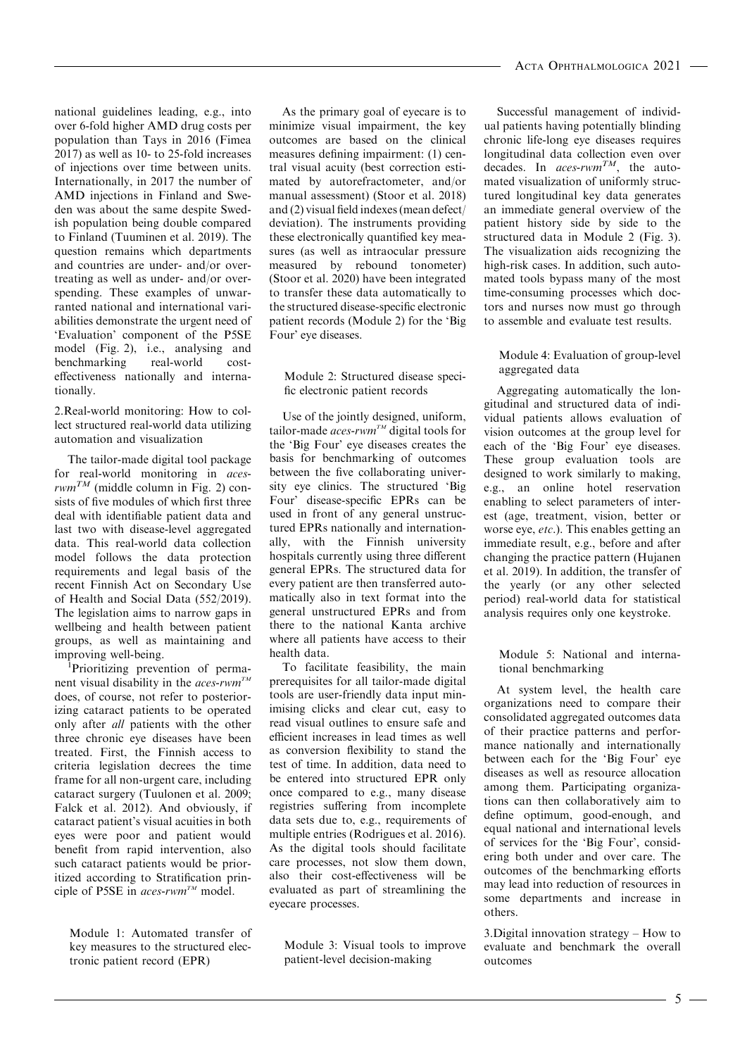national guidelines leading, e.g., into over 6-fold higher AMD drug costs per population than Tays in 2016 (Fimea 2017) as well as 10- to 25-fold increases of injections over time between units. Internationally, in 2017 the number of AMD injections in Finland and Sweden was about the same despite Swedish population being double compared to Finland (Tuuminen et al. 2019). The question remains which departments and countries are under- and/or over-treating as well as under- and/or over-spending. These examples of unwarranted national and international variabilities demonstrate the urgent need of 'Evaluation' component of the P5SE model (Fig. 2), i.e., analysing and benchmarking real-world cost-effectiveness nationally and internationally.

### 2. Real-world monitoring: How to collect structured real-world data utilizing automation and visualization

The tailor-made digital tool package for real-world monitoring in *aces-rwm*™ (middle column in Fig. 2) consists of five modules of which first three deal with identifiable patient data and last two with disease-level aggregated data. This real-world data collection model follows the data protection requirements and legal basis of the recent Finnish Act on Secondary Use of Health and Social Data (552/2019). The legislation aims to narrow gaps in wellbeing and health between patient groups, as well as maintaining and improving well-being.

[1]Prioritizing prevention of permanent visual disability in the *aces-rwm*™ does, of course, not refer to posteriorizing cataract patients to be operated only after *all* patients with the other three chronic eye diseases have been treated. First, the Finnish access to criteria legislation decrees the time frame for all non-urgent care, including cataract surgery (Tuulonen et al. 2009; Falck et al. 2012). And obviously, if cataract patient's visual acuities in both eyes were poor and patient would benefit from rapid intervention, also such cataract patients would be prioritized according to Stratification principle of P5SE in *aces-rwm*™ model.

#### Module 1: Automated transfer of key measures to the structured electronic patient record (EPR)

As the primary goal of eyecare is to minimize visual impairment, the key outcomes are based on the clinical measures defining impairment: (1) central visual acuity (best correction estimated by autorefractometer, and/or manual assessment) (Stoor et al. 2018) and (2) visual field indexes (mean defect/deviation). The instruments providing these electronically quantified key measures (as well as intraocular pressure measured by rebound tonometer) (Stoor et al. 2020) have been integrated to transfer these data automatically to the structured disease-specific electronic patient records (Module 2) for the 'Big Four' eye diseases.

#### Module 2: Structured disease specific electronic patient records

Use of the jointly designed, uniform, tailor-made *aces-rwm*™ digital tools for the 'Big Four' eye diseases creates the basis for benchmarking of outcomes between the five collaborating university eye clinics. The structured 'Big Four' disease-specific EPRs can be used in front of any general unstructured EPRs nationally and internationally, with the Finnish university hospitals currently using three different general EPRs. The structured data for every patient are then transferred automatically also in text format into the general unstructured EPRs and from there to the national Kanta archive where all patients have access to their health data.

To facilitate feasibility, the main prerequisites for all tailor-made digital tools are user-friendly data input minimising clicks and clear cut, easy to read visual outlines to ensure safe and efficient increases in lead times as well as conversion flexibility to stand the test of time. In addition, data need to be entered into structured EPR only once compared to e.g., many disease registries suffering from incomplete data sets due to, e.g., requirements of multiple entries (Rodrigues et al. 2016). As the digital tools should facilitate care processes, not slow them down, also their cost-effectiveness will be evaluated as part of streamlining the eyecare processes.

#### Module 3: Visual tools to improve patient-level decision-making

Successful management of individual patients having potentially blinding chronic life-long eye diseases requires longitudinal data collection even over decades. In *aces-rwm*™, the automated visualization of uniformly structured longitudinal key data generates an immediate general overview of the patient history side by side to the structured data in Module 2 (Fig. 3). The visualization aids recognizing the high-risk cases. In addition, such automated tools bypass many of the most time-consuming processes which doctors and nurses now must go through to assemble and evaluate test results.

#### Module 4: Evaluation of group-level aggregated data

Aggregating automatically the longitudinal and structured data of individual patients allows evaluation of vision outcomes at the group level for each of the 'Big Four' eye diseases. These group evaluation tools are designed to work similarly to making, e.g., an online hotel reservation enabling to select parameters of interest (age, treatment, vision, better or worse eye, *etc*.). This enables getting an immediate result, e.g., before and after changing the practice pattern (Hujanen et al. 2019). In addition, the transfer of the yearly (or any other selected period) real-world data for statistical analysis requires only one keystroke.

#### Module 5: National and international benchmarking

At system level, the health care organizations need to compare their consolidated aggregated outcomes data of their practice patterns and performance nationally and internationally between each for the 'Big Four' eye diseases as well as resource allocation among them. Participating organizations can then collaboratively aim to define optimum, good-enough, and equal national and international levels of services for the 'Big Four', considering both under and over care. The outcomes of the benchmarking efforts may lead into reduction of resources in some departments and increase in others.

### 3. Digital innovation strategy – How to evaluate and benchmark the overall outcomes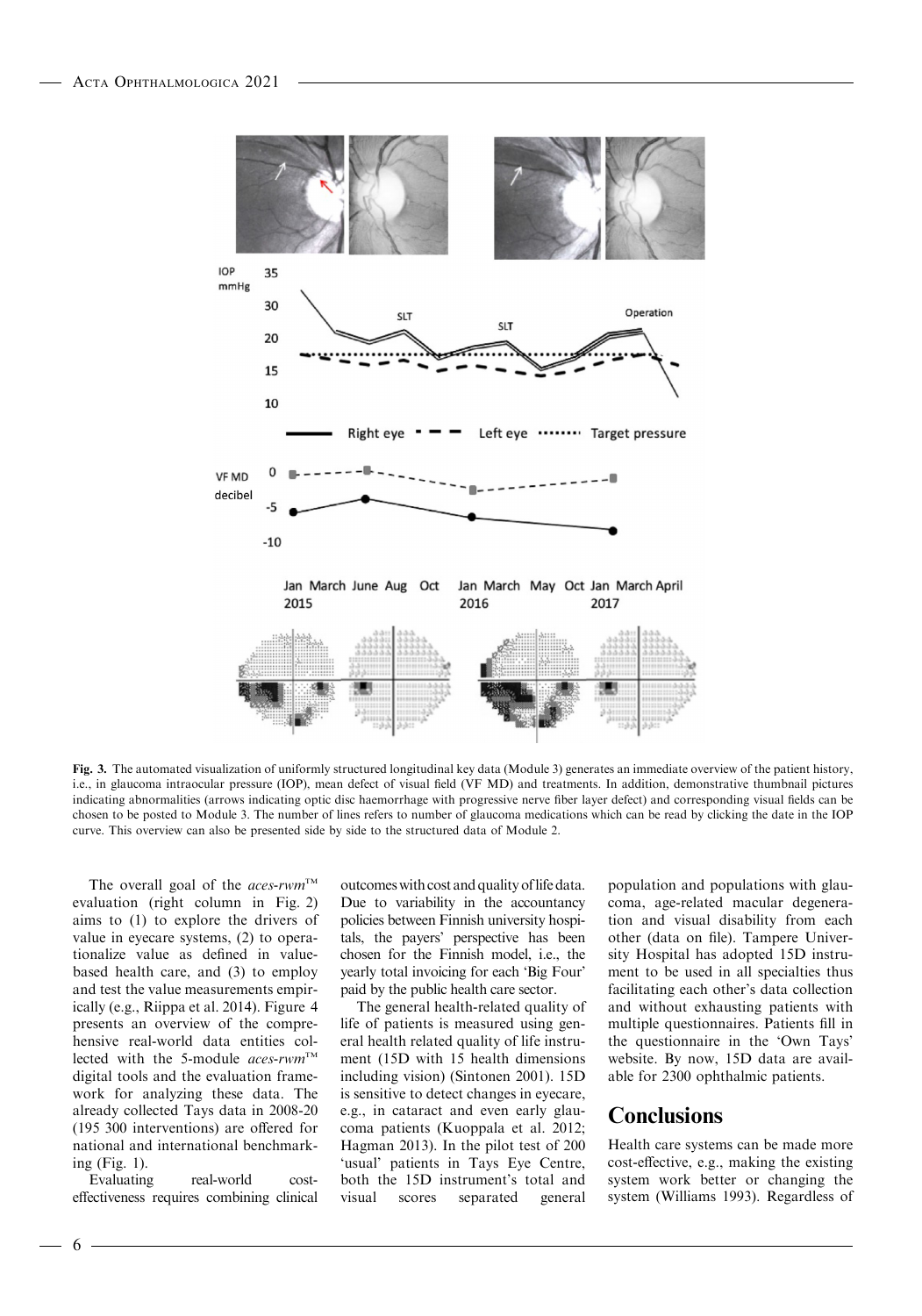**Fig. 3.** The automated visualization of uniformly structured longitudinal key data (Module 3) generates an immediate overview of the patient history, i.e., in glaucoma intraocular pressure (IOP), mean defect of visual field (VF MD) and treatments. In addition, demonstrative thumbnail pictures indicating abnormalities (arrows indicating optic disc haemorrhage with progressive nerve fiber layer defect) and corresponding visual fields can be chosen to be posted to Module 3. The number of lines refers to number of glaucoma medications which can be read by clicking the date in the IOP curve. This overview can also be presented side by side to the structured data of Module 2.

The overall goal of the *aces-rwm*™ evaluation (right column in Fig. 2) aims to (1) to explore the drivers of value in eyecare systems, (2) to operationalize value as defined in value-based health care, and (3) to employ and test the value measurements empirically (e.g., Riippa et al. 2014). Figure 4 presents an overview of the comprehensive real-world data entities collected with the 5-module *aces-rwm*™ digital tools and the evaluation framework for analyzing these data. The already collected Tays data in 2008-20 (195 300 interventions) are offered for national and international benchmarking (Fig. 1).

Evaluating real-world cost-effectiveness requires combining clinical outcomes with cost and quality of life data. Due to variability in the accountancy policies between Finnish university hospitals, the payers' perspective has been chosen for the Finnish model, i.e., the yearly total invoicing for each 'Big Four' paid by the public health care sector.

The general health-related quality of life of patients is measured using general health related quality of life instrument (15D with 15 health dimensions including vision) (Sintonen 2001). 15D is sensitive to detect changes in eyecare, e.g., in cataract and even early glaucoma patients (Kuoppala et al. 2012; Hagman 2013). In the pilot test of 200 'usual' patients in Tays Eye Centre, both the 15D instrument's total and visual scores separated general population and populations with glaucoma, age-related macular degeneration and visual disability from each other (data on file). Tampere University Hospital has adopted 15D instrument to be used in all specialties thus facilitating each other's data collection and without exhausting patients with multiple questionnaires. Patients fill in the questionnaire in the 'Own Tays' website. By now, 15D data are available for 2300 ophthalmic patients.

## Conclusions

Health care systems can be made more cost-effective, e.g., making the existing system work better or changing the system (Williams 1993). Regardless of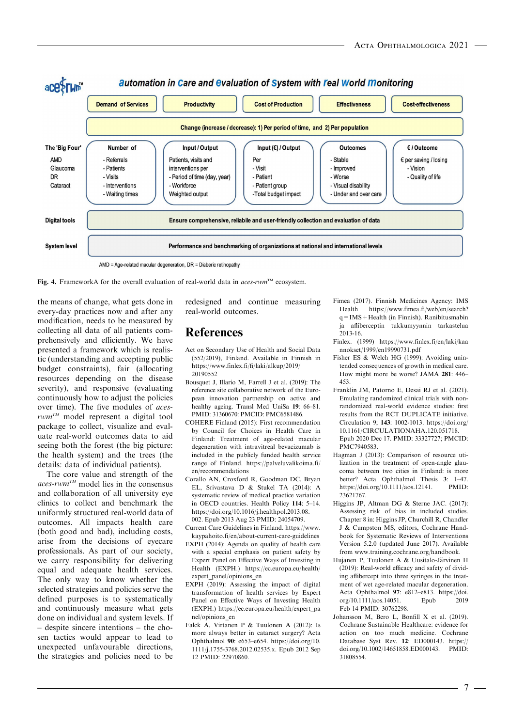**aces-rwm™** *automation in care and evaluation of system with real world monitoring*

| | Demand of Services | Productivity | Cost of Production | Effectiveness | Cost-effectiveness |
|---|---|---|---|---|---|
| | Change (increase / decrease): 1) Per period of time, and 2) Per population | | | | |
| **The 'Big Four'** AMD, Glaucoma, DR, Cataract | **Number of** - Referrals - Patients - Visits - Interventions - Waiting times | **Input / Output** Patients, visits and interventions per - Period of time (day, year) - Workforce Weighted output | **Input (€) / Output** Per - Visit - Patient - Patient group -Total budget impact | **Outcomes** - Stable - Improved - Worse - Visual disability - Under and over care | **€ / Outcome** € per saving / losing - Vision - Quality of life |
| **Digital tools** | Ensure comprehensive, reliable and user-friendly collection and evaluation of data | | | | |
| **System level** | Performance and benchmarking of organizations at national and international levels | | | | |

AMD = Age-related macular degeneration, DR = Diaberic retinopathy

**Fig. 4.** FrameworkA for the overall evaluation of real-world data in *aces-rwm*™ ecosystem.

the means of change, what gets done in every-day practices now and after any modification, needs to be measured by collecting all data of all patients comprehensively and efficiently. We have presented a framework which is realistic (understanding and accepting public budget constraints), fair (allocating resources depending on the disease severity), and responsive (evaluating continuously how to adjust the policies over time). The five modules of *aces-rwm*™ model represent a digital tool package to collect, visualize and evaluate real-world outcomes to aid seeing both the forest (the big picture: the health system) and the trees (the details: data of individual patients).

The core value and strength of the *aces-rwm*™ model lies in the consensus and collaboration of all university eye clinics to collect and benchmark the uniformly structured real-world data of outcomes. All impacts health care (both good and bad), including costs, arise from the decisions of eyecare professionals. As part of our society, we carry responsibility for delivering equal and adequate health services. The only way to know whether the selected strategies and policies serve the defined purposes is to systematically and continuously measure what gets done on individual and system levels. If – despite sincere intentions – the chosen tactics would appear to lead to unexpected unfavourable directions, the strategies and policies need to be redesigned and continue measuring real-world outcomes.

# References

Act on Secondary Use of Health and Social Data (552/2019), Finland. Available in Finnish in https://www.finlex.fi/fi/laki/alkup/2019/20190552

Bousquet J, Illario M, Farrell J et al. (2019): The reference site collaborative network of the European innovation partnership on active and healthy ageing. Transl Med UniSa **19**: 66–81. PMID: 31360670: PMCID: PMC6581486.

COHERE Finland (2015): First recommendation by Council for Choices in Health Care in Finland: Treatment of age-related macular degeneration with intravitreal bevacizumab is included in the publicly funded health service range of Finland. https://palveluvalikoima.fi/en/recommendations

Corallo AN, Croxford R, Goodman DC, Bryan EL, Srivastava D & Stukel TA (2014): A systematic review of medical practice variation in OECD countries. Health Policy **114**: 5–14. https://doi.org/10.1016/j.healthpol.2013.08.002. Epub 2013 Aug 23 PMID: 24054709.

Current Care Guidelines in Finland. https://www.kaypahoito.fi/en/about-current-care-guidelines

EXPH (2014): Agenda on quality of health care with a special emphasis on patient safety by Expert Panel on Effective Ways of Investing in Health (EXPH.) https://ec.europa.eu/health/expert_panel/opinions_en

EXPH (2019): Assessing the impact of digital transformation of health services by Expert Panel on Effective Ways of Investing Health (EXPH.) https://ec.europa.eu/health/expert_panel/opinions_en

Falck A, Virtanen P & Tuulonen A (2012): Is more always better in cataract surgery? Acta Ophthalmol **90**: e653–e654. https://doi.org/10.1111/j.1755-3768.2012.02535.x. Epub 2012 Sep 12 PMID: 22970860.

Fimea (2017). Finnish Medicines Agency: IMS Health https://www.fimea.fi/web/en/search?q=IMS+Health (in Finnish). Ranibitusmabin ja aflibercepin tukkumyynnin tarkastelua 2013-16.

Finlex. (1999) https://www.finlex.fi/en/laki/kaannokset/1999/en19990731.pdf

Fisher ES & Welch HG (1999): Avoiding unintended consequences of growth in medical care. How might more be worse? JAMA **281**: 446–453.

Franklin JM, Patorno E, Desai RJ et al. (2021). Emulating randomized clinical trials with nonrandomized real-world evidence studies: first results from the RCT DUPLICATE initiative. Circulation 9; **143**: 1002-1013. https://doi.org/10.1161/CIRCULATIONAHA.120.051718. Epub 2020 Dec 17. PMID: 33327727; PMCID: PMC7940583.

Hagman J (2013): Comparison of resource utilization in the treatment of open-angle glaucoma between two cities in Finland: is more better? Acta Ophthalmol Thesis **3**: 1–47. https://doi.org/10.1111/aos.12141. PMID: 23621767.

Higgins JP, Altman DG & Sterne JAC. (2017): Assessing risk of bias in included studies. Chapter 8 in: Higgins JP, Churchill R, Chandler J & Cumpston MS, editors, Cochrane Handbook for Systematic Reviews of Interventions Version 5.2.0 (updated June 2017). Available from www.training.cochrane.org/handbook.

Hujanen P, Tuulonen A & Uusitalo-Järvinen H (2019): Real-world efficacy and safety of dividing aflibercept into three syringes in the treatment of wet age-related macular degeneration. Acta Ophthalmol **97**: e812–e813. https://doi.org/10.1111/aos.14051. Epub 2019 Feb 14 PMID: 30762298.

Johansson M, Bero L, Bonfill X et al. (2019). Cochrane Sustainable Healthcare: evidence for action on too much medicine. Cochrane Database Syst Rev. **12**: ED000143. https://doi.org/10.1002/14651858.ED000143. PMID: 31808554.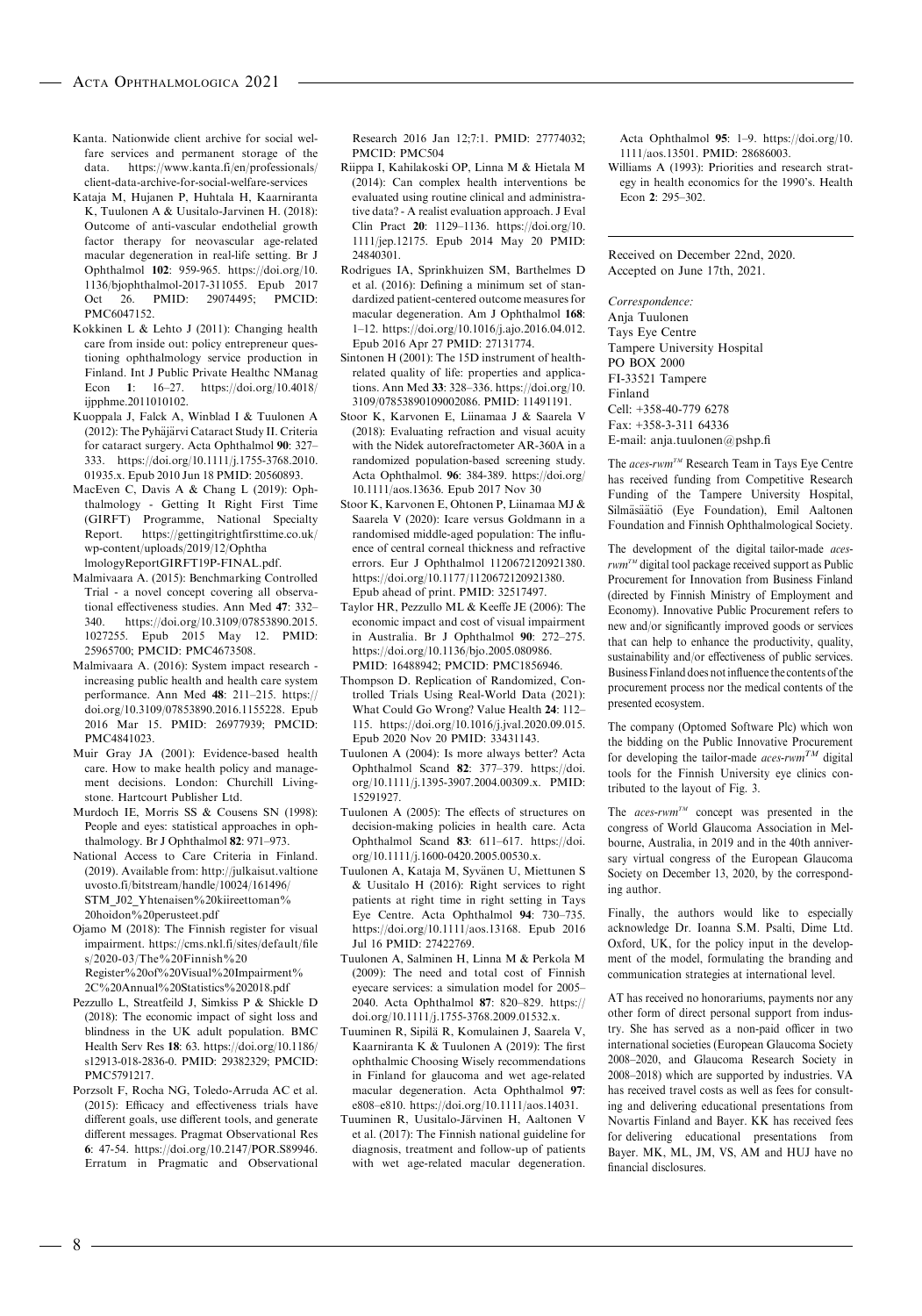Kanta. Nationwide client archive for social welfare services and permanent storage of the data. https://www.kanta.fi/en/professionals/client-data-archive-for-social-welfare-services

Kataja M, Hujanen P, Huhtala H, Kaarniranta K, Tuulonen A & Uusitalo-Jarvinen H. (2018): Outcome of anti-vascular endothelial growth factor therapy for neovascular age-related macular degeneration in real-life setting. Br J Ophthalmol **102**: 959-965. https://doi.org/10.1136/bjophthalmol-2017-311055. Epub 2017 Oct 26. PMID: 29074495; PMCID: PMC6047152.

Kokkinen L & Lehto J (2011): Changing health care from inside out: policy entrepreneur questioning ophthalmology service production in Finland. Int J Public Private Healthc NManag Econ **1**: 16–27. https://doi.org/10.4018/ijpphme.2011010102.

Kuoppala J, Falck A, Winblad I & Tuulonen A (2012): The Pyhäjärvi Cataract Study II. Criteria for cataract surgery. Acta Ophthalmol **90**: 327–333. https://doi.org/10.1111/j.1755-3768.2010.01935.x. Epub 2010 Jun 18 PMID: 20560893.

MacEven C, Davis A & Chang L (2019): Ophthalmology - Getting It Right First Time (GIRFT) Programme, National Specialty Report. https://gettingitrightfirsttime.co.uk/wp-content/uploads/2019/12/OphthalmologyReportGIRFT19P-FINAL.pdf.

Malmivaara A. (2015): Benchmarking Controlled Trial - a novel concept covering all observational effectiveness studies. Ann Med **47**: 332–340. https://doi.org/10.3109/07853890.2015.1027255. Epub 2015 May 12. PMID: 25965700; PMCID: PMC4673508.

Malmivaara A. (2016): System impact research - increasing public health and health care system performance. Ann Med **48**: 211–215. https://doi.org/10.3109/07853890.2016.1155228. Epub 2016 Mar 15. PMID: 26977939; PMCID: PMC4841023.

Muir Gray JA (2001): Evidence-based health care. How to make health policy and management decisions. London: Churchill Livingstone. Hartcourt Publisher Ltd.

Murdoch IE, Morris SS & Cousens SN (1998): People and eyes: statistical approaches in ophthalmology. Br J Ophthalmol **82**: 971–973.

National Access to Care Criteria in Finland. (2019). Available from: http://julkaisut.valtioneuvosto.fi/bitstream/handle/10024/161496/STM_J02_Yhtenaisen%20kiireettoman%20hoidon%20perusteet.pdf

Ojamo M (2018): The Finnish register for visual impairment. https://cms.nkl.fi/sites/default/files/2020-03/The%20Finnish%20Register%20of%20Visual%20Impairment%2C%20Annual%20Statistics%202018.pdf

Pezzullo L, Streatfeild J, Simkiss P & Shickle D (2018): The economic impact of sight loss and blindness in the UK adult population. BMC Health Serv Res **18**: 63. https://doi.org/10.1186/s12913-018-2836-0. PMID: 29382329; PMCID: PMC5791217.

Porzsolt F, Rocha NG, Toledo-Arruda AC et al. (2015): Efficacy and effectiveness trials have different goals, use different tools, and generate different messages. Pragmat Observational Res **6**: 47-54. https://doi.org/10.2147/POR.S89946. Erratum in Pragmatic and Observational Research 2016 Jan 12;7:1. PMID: 27774032; PMCID: PMC504

Riippa I, Kahilakoski OP, Linna M & Hietala M (2014): Can complex health interventions be evaluated using routine clinical and administrative data? - A realist evaluation approach. J Eval Clin Pract **20**: 1129–1136. https://doi.org/10.1111/jep.12175. Epub 2014 May 20 PMID: 24840301.

Rodrigues IA, Sprinkhuizen SM, Barthelmes D et al. (2016): Defining a minimum set of standardized patient-centered outcome measures for macular degeneration. Am J Ophthalmol **168**: 1–12. https://doi.org/10.1016/j.ajo.2016.04.012. Epub 2016 Apr 27 PMID: 27131774.

Sintonen H (2001): The 15D instrument of health-related quality of life: properties and applications. Ann Med **33**: 328–336. https://doi.org/10.3109/07853890109002086. PMID: 11491191.

Stoor K, Karvonen E, Liinamaa J & Saarela V (2018): Evaluating refraction and visual acuity with the Nidek autorefractometer AR-360A in a randomized population-based screening study. Acta Ophthalmol. **96**: 384-389. https://doi.org/10.1111/aos.13636. Epub 2017 Nov 30

Stoor K, Karvonen E, Ohtonen P, Liinamaa MJ & Saarela V (2020): Icare versus Goldmann in a randomised middle-aged population: The influence of central corneal thickness and refractive errors. Eur J Ophthalmol 1120672120921380. https://doi.org/10.1177/1120672120921380. Epub ahead of print. PMID: 32517497.

Taylor HR, Pezzullo ML & Keeffe JE (2006): The economic impact and cost of visual impairment in Australia. Br J Ophthalmol **90**: 272–275. https://doi.org/10.1136/bjo.2005.080986. PMID: 16488942; PMCID: PMC1856946.

Thompson D. Replication of Randomized, Controlled Trials Using Real-World Data (2021): What Could Go Wrong? Value Health **24**: 112–115. https://doi.org/10.1016/j.jval.2020.09.015. Epub 2020 Nov 20 PMID: 33431143.

Tuulonen A (2004): Is more always better? Acta Ophthalmol Scand **82**: 377–379. https://doi.org/10.1111/j.1395-3907.2004.00309.x. PMID: 15291927.

Tuulonen A (2005): The effects of structures on decision-making policies in health care. Acta Ophthalmol Scand **83**: 611–617. https://doi.org/10.1111/j.1600-0420.2005.00530.x.

Tuulonen A, Kataja M, Syvänen U, Miettunen S & Uusitalo H (2016): Right services to right patients at right time in right setting in Tays Eye Centre. Acta Ophthalmol **94**: 730–735. https://doi.org/10.1111/aos.13168. Epub 2016 Jul 16 PMID: 27422769.

Tuulonen A, Salminen H, Linna M & Perkola M (2009): The need and total cost of Finnish eyecare services: a simulation model for 2005–2040. Acta Ophthalmol **87**: 820–829. https://doi.org/10.1111/j.1755-3768.2009.01532.x.

Tuuminen R, Sipilä R, Komulainen J, Saarela V, Kaarniranta K & Tuulonen A (2019): The first ophthalmic Choosing Wisely recommendations in Finland for glaucoma and wet age-related macular degeneration. Acta Ophthalmol **97**: e808–e810. https://doi.org/10.1111/aos.14031.

Tuuminen R, Uusitalo-Järvinen H, Aaltonen V et al. (2017): The Finnish national guideline for diagnosis, treatment and follow-up of patients with wet age-related macular degeneration. Acta Ophthalmol **95**: 1–9. https://doi.org/10.1111/aos.13501. PMID: 28686003.

Williams A (1993): Priorities and research strategy in health economics for the 1990's. Health Econ **2**: 295–302.

---

Received on December 22nd, 2020.
Accepted on June 17th, 2021.

*Correspondence:*
Anja Tuulonen
Tays Eye Centre
Tampere University Hospital
PO BOX 2000
FI-33521 Tampere
Finland
Cell: +358-40-779 6278
Fax: +358-3-311 64336
E-mail: anja.tuulonen@pshp.fi

The *aces-rwm*™ Research Team in Tays Eye Centre has received funding from Competitive Research Funding of the Tampere University Hospital, Silmäsäätiö (Eye Foundation), Emil Aaltonen Foundation and Finnish Ophthalmological Society.

The development of the digital tailor-made *aces-rwm*™ digital tool package received support as Public Procurement for Innovation from Business Finland (directed by Finnish Ministry of Employment and Economy). Innovative Public Procurement refers to new and/or significantly improved goods or services that can help to enhance the productivity, quality, sustainability and/or effectiveness of public services. Business Finland does not influence the contents of the procurement process nor the medical contents of the presented ecosystem.

The company (Optomed Software Plc) which won the bidding on the Public Innovative Procurement for developing the tailor-made *aces-rwm*™ digital tools for the Finnish University eye clinics contributed to the layout of Fig. 3.

The *aces-rwm*™ concept was presented in the congress of World Glaucoma Association in Melbourne, Australia, in 2019 and in the 40th anniversary virtual congress of the European Glaucoma Society on December 13, 2020, by the corresponding author.

Finally, the authors would like to especially acknowledge Dr. Ioanna S.M. Psalti, Dime Ltd. Oxford, UK, for the policy input in the development of the model, formulating the branding and communication strategies at international level.

AT has received no honorariums, payments nor any other form of direct personal support from industry. She has served as a non-paid officer in two international societies (European Glaucoma Society 2008–2020, and Glaucoma Research Society in 2008–2018) which are supported by industries. VA has received travel costs as well as fees for consulting and delivering educational presentations from Novartis Finland and Bayer. KK has received fees for delivering educational presentations from Bayer. MK, ML, JM, VS, AM and HUJ have no financial disclosures.